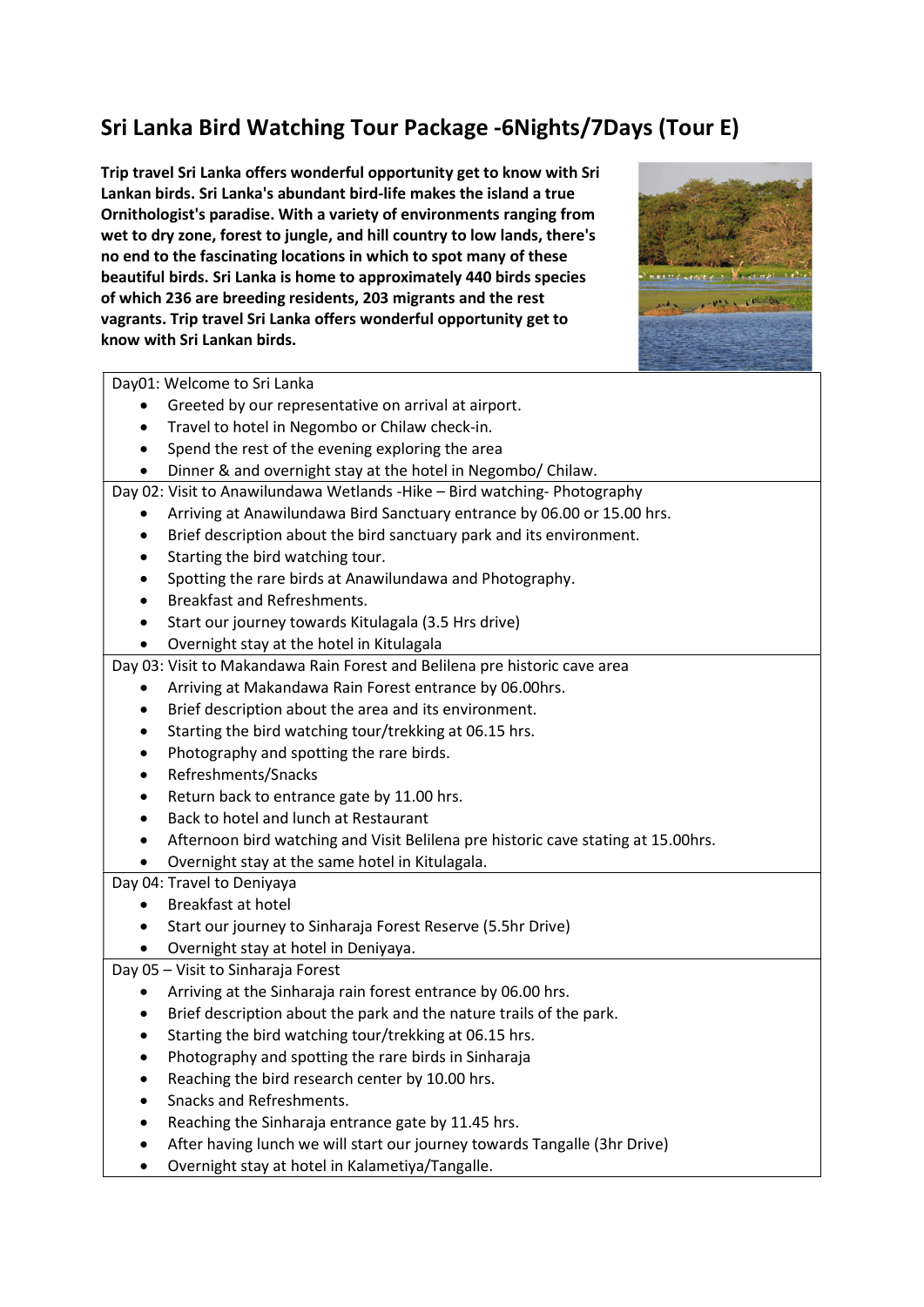# Sri Lanka Bird Watching Tour Package -6Nights/7Days (Tour E)

**Trip travel Sri Lanka offers wonderful opportunity get to know with Sri Lankan birds. Sri Lanka's abundant bird-life makes the island a true Ornithologist's paradise. With a variety of environments ranging from wet to dry zone, forest to jungle, and hill country to low lands, there's no end to the fascinating locations in which to spot many of these beautiful birds. Sri Lanka is home to approximately 440 birds species of which 236 are breeding residents, 203 migrants and the rest vagrants. Trip travel Sri Lanka offers wonderful opportunity get to know with Sri Lankan birds.**

Day01: Welcome to Sri Lanka

- Greeted by our representative on arrival at airport.
- Travel to hotel in Negombo or Chilaw check-in.
- Spend the rest of the evening exploring the area
- Dinner & and overnight stay at the hotel in Negombo/ Chilaw.

Day 02: Visit to Anawilundawa Wetlands -Hike – Bird watching- Photography

- Arriving at Anawilundawa Bird Sanctuary entrance by 06.00 or 15.00 hrs.
- Brief description about the bird sanctuary park and its environment.
- Starting the bird watching tour.
- Spotting the rare birds at Anawilundawa and Photography.
- Breakfast and Refreshments.
- Start our journey towards Kitulagala (3.5 Hrs drive)
- Overnight stay at the hotel in Kitulagala

Day 03: Visit to Makandawa Rain Forest and Belilena pre historic cave area

- Arriving at Makandawa Rain Forest entrance by 06.00hrs.
- Brief description about the area and its environment.
- Starting the bird watching tour/trekking at 06.15 hrs.
- Photography and spotting the rare birds.
- Refreshments/Snacks
- Return back to entrance gate by 11.00 hrs.
- Back to hotel and lunch at Restaurant
- Afternoon bird watching and Visit Belilena pre historic cave stating at 15.00hrs.
- Overnight stay at the same hotel in Kitulagala.

Day 04: Travel to Deniyaya

- Breakfast at hotel
- Start our journey to Sinharaja Forest Reserve (5.5hr Drive)
- Overnight stay at hotel in Deniyaya.

Day 05 – Visit to Sinharaja Forest

- Arriving at the Sinharaja rain forest entrance by 06.00 hrs.
- Brief description about the park and the nature trails of the park.
- Starting the bird watching tour/trekking at 06.15 hrs.
- Photography and spotting the rare birds in Sinharaja
- Reaching the bird research center by 10.00 hrs.
- Snacks and Refreshments.
- Reaching the Sinharaja entrance gate by 11.45 hrs.
- After having lunch we will start our journey towards Tangalle (3hr Drive)
- Overnight stay at hotel in Kalametiya/Tangalle.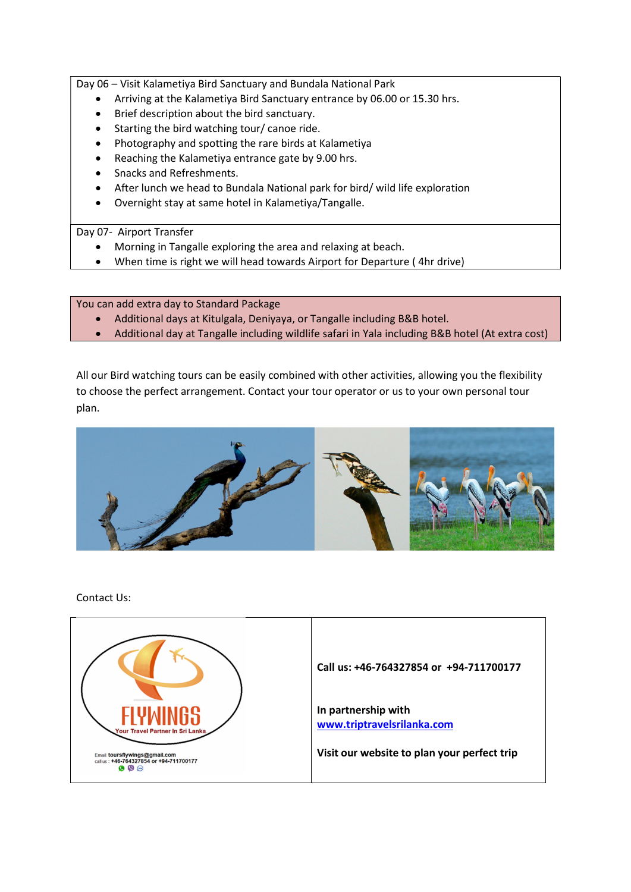Day 06 – Visit Kalametiya Bird Sanctuary and Bundala National Park

- Arriving at the Kalametiya Bird Sanctuary entrance by 06.00 or 15.30 hrs.
- Brief description about the bird sanctuary.
- Starting the bird watching tour/ canoe ride.
- Photography and spotting the rare birds at Kalametiya
- Reaching the Kalametiya entrance gate by 9.00 hrs.
- Snacks and Refreshments.
- After lunch we head to Bundala National park for bird/ wild life exploration
- Overnight stay at same hotel in Kalametiya/Tangalle.

Day 07- Airport Transfer

- Morning in Tangalle exploring the area and relaxing at beach.
- When time is right we will head towards Airport for Departure ( 4hr drive)

You can add extra day to Standard Package

- Additional days at Kitulgala, Deniyaya, or Tangalle including B&B hotel.
- Additional day at Tangalle including wildlife safari in Yala including B&B hotel (At extra cost)

All our Bird watching tours can be easily combined with other activities, allowing you the flexibility to choose the perfect arrangement. Contact your tour operator or us to your own personal tour plan.

Contact Us:

| | |
|---|---|
| FLYWINGS<br>Your Travel Partner In Sri Lanka<br>Email: toursflywings@gmail.com<br>call us : +46-764327854 or +94-711700177 | **Call us: +46-764327854 or +94-711700177**<br><br>**In partnership with**<br>**www.triptravelsrilanka.com**<br><br>**Visit our website to plan your perfect trip** |